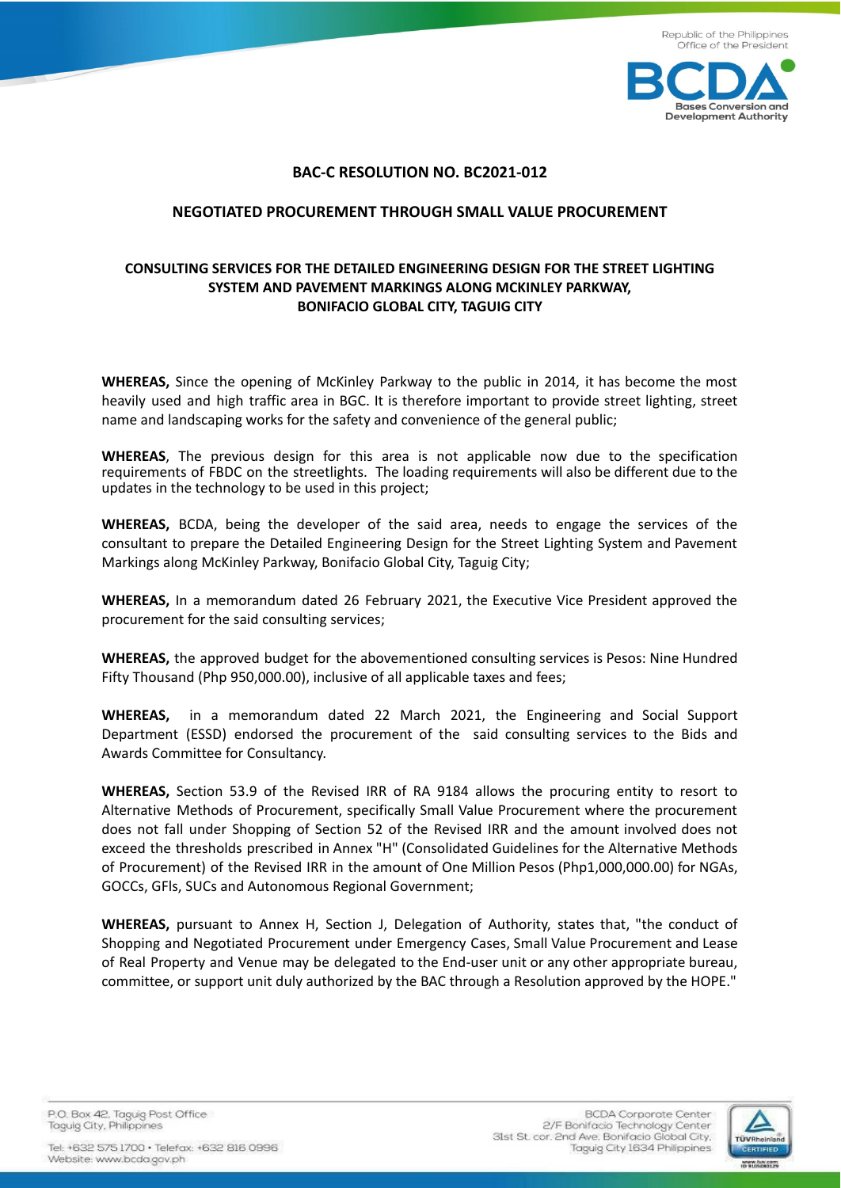**BAC-C RESOLUTION NO. BC2021-012**

**NEGOTIATED PROCUREMENT THROUGH SMALL VALUE PROCUREMENT**

**CONSULTING SERVICES FOR THE DETAILED ENGINEERING DESIGN FOR THE STREET LIGHTING SYSTEM AND PAVEMENT MARKINGS ALONG MCKINLEY PARKWAY, BONIFACIO GLOBAL CITY, TAGUIG CITY**

**WHEREAS,** Since the opening of McKinley Parkway to the public in 2014, it has become the most heavily used and high traffic area in BGC. It is therefore important to provide street lighting, street name and landscaping works for the safety and convenience of the general public;

**WHEREAS**, The previous design for this area is not applicable now due to the specification requirements of FBDC on the streetlights. The loading requirements will also be different due to the updates in the technology to be used in this project;

**WHEREAS,** BCDA, being the developer of the said area, needs to engage the services of the consultant to prepare the Detailed Engineering Design for the Street Lighting System and Pavement Markings along McKinley Parkway, Bonifacio Global City, Taguig City;

**WHEREAS,** In a memorandum dated 26 February 2021, the Executive Vice President approved the procurement for the said consulting services;

**WHEREAS,** the approved budget for the abovementioned consulting services is Pesos: Nine Hundred Fifty Thousand (Php 950,000.00), inclusive of all applicable taxes and fees;

**WHEREAS,** in a memorandum dated 22 March 2021, the Engineering and Social Support Department (ESSD) endorsed the procurement of the said consulting services to the Bids and Awards Committee for Consultancy.

**WHEREAS,** Section 53.9 of the Revised IRR of RA 9184 allows the procuring entity to resort to Alternative Methods of Procurement, specifically Small Value Procurement where the procurement does not fall under Shopping of Section 52 of the Revised IRR and the amount involved does not exceed the thresholds prescribed in Annex "H" (Consolidated Guidelines for the Alternative Methods of Procurement) of the Revised IRR in the amount of One Million Pesos (Php1,000,000.00) for NGAs, GOCCs, GFIs, SUCs and Autonomous Regional Government;

**WHEREAS,** pursuant to Annex H, Section J, Delegation of Authority, states that, "the conduct of Shopping and Negotiated Procurement under Emergency Cases, Small Value Procurement and Lease of Real Property and Venue may be delegated to the End-user unit or any other appropriate bureau, committee, or support unit duly authorized by the BAC through a Resolution approved by the HOPE."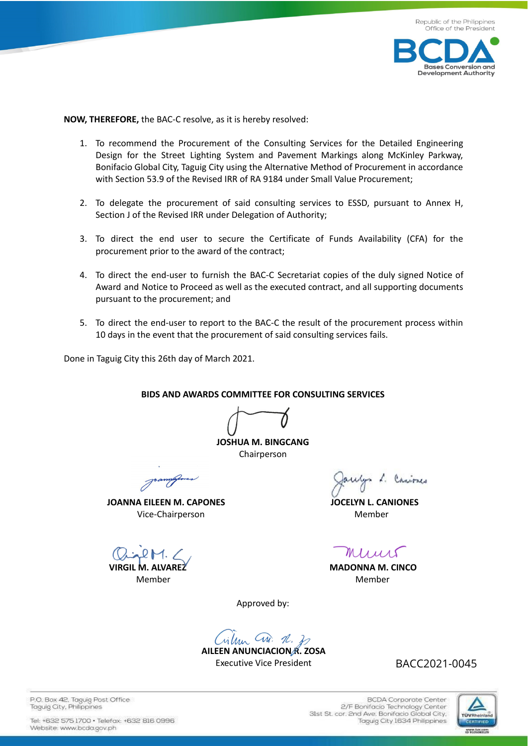**NOW, THEREFORE,** the BAC-C resolve, as it is hereby resolved:

1. To recommend the Procurement of the Consulting Services for the Detailed Engineering Design for the Street Lighting System and Pavement Markings along McKinley Parkway, Bonifacio Global City, Taguig City using the Alternative Method of Procurement in accordance with Section 53.9 of the Revised IRR of RA 9184 under Small Value Procurement;

2. To delegate the procurement of said consulting services to ESSD, pursuant to Annex H, Section J of the Revised IRR under Delegation of Authority;

3. To direct the end user to secure the Certificate of Funds Availability (CFA) for the procurement prior to the award of the contract;

4. To direct the end-user to furnish the BAC-C Secretariat copies of the duly signed Notice of Award and Notice to Proceed as well as the executed contract, and all supporting documents pursuant to the procurement; and

5. To direct the end-user to report to the BAC-C the result of the procurement process within 10 days in the event that the procurement of said consulting services fails.

Done in Taguig City this 26th day of March 2021.

**BIDS AND AWARDS COMMITTEE FOR CONSULTING SERVICES**

**JOSHUA M. BINGCANG**
Chairperson

**JOANNA EILEEN M. CAPONES**
Vice-Chairperson

**JOCELYN L. CANIONES**
Member

**VIRGIL M. ALVAREZ**
Member

**MADONNA M. CINCO**
Member

Approved by:

**AILEEN ANUNCIACION R. ZOSA**
Executive Vice President

BACC2021-0045